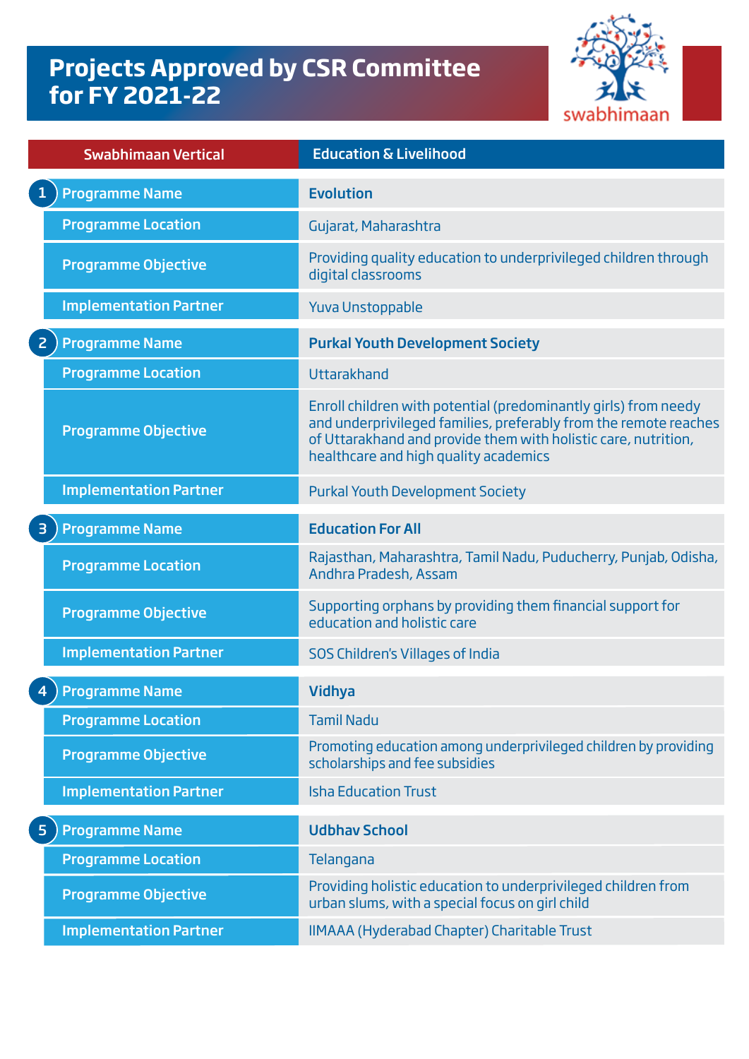# Projects Approved by CSR Committee for FY 2021-22

swabhimaan

| Swabhimaan Vertical | Education & Livelihood |
|---|---|
| **1** Programme Name | **Evolution** |
| Programme Location | Gujarat, Maharashtra |
| Programme Objective | Providing quality education to underprivileged children through digital classrooms |
| Implementation Partner | Yuva Unstoppable |
| **2** Programme Name | **Purkal Youth Development Society** |
| Programme Location | Uttarakhand |
| Programme Objective | Enroll children with potential (predominantly girls) from needy and underprivileged families, preferably from the remote reaches of Uttarakhand and provide them with holistic care, nutrition, healthcare and high quality academics |
| Implementation Partner | Purkal Youth Development Society |
| **3** Programme Name | **Education For All** |
| Programme Location | Rajasthan, Maharashtra, Tamil Nadu, Puducherry, Punjab, Odisha, Andhra Pradesh, Assam |
| Programme Objective | Supporting orphans by providing them financial support for education and holistic care |
| Implementation Partner | SOS Children's Villages of India |
| **4** Programme Name | **Vidhya** |
| Programme Location | Tamil Nadu |
| Programme Objective | Promoting education among underprivileged children by providing scholarships and fee subsidies |
| Implementation Partner | Isha Education Trust |
| **5** Programme Name | **Udbhav School** |
| Programme Location | Telangana |
| Programme Objective | Providing holistic education to underprivileged children from urban slums, with a special focus on girl child |
| Implementation Partner | IIMAAA (Hyderabad Chapter) Charitable Trust |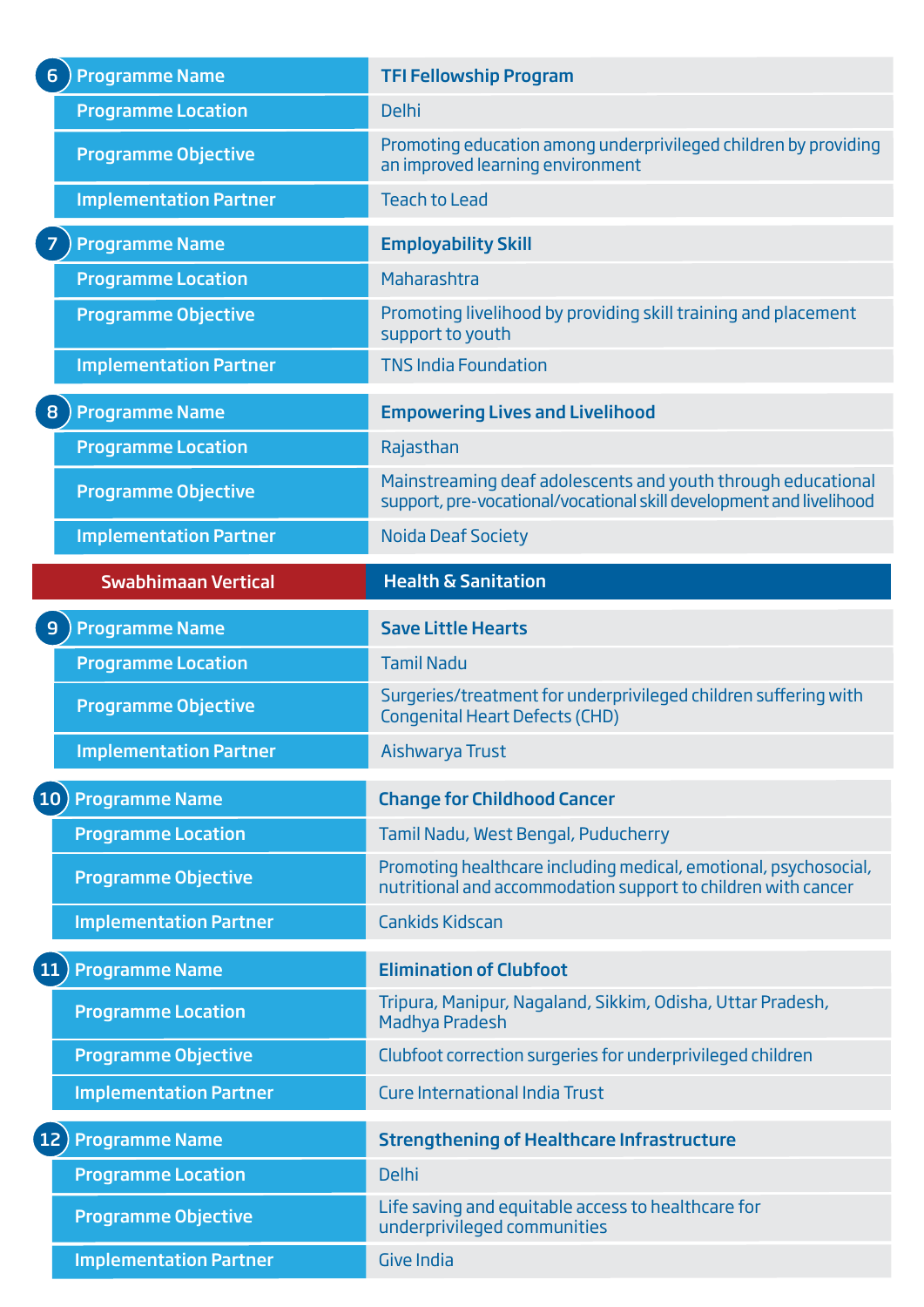| 6 | Programme Name | TFI Fellowship Program |
|---|---|---|
| | Programme Location | Delhi |
| | Programme Objective | Promoting education among underprivileged children by providing an improved learning environment |
| | Implementation Partner | Teach to Lead |

| 7 | Programme Name | Employability Skill |
|---|---|---|
| | Programme Location | Maharashtra |
| | Programme Objective | Promoting livelihood by providing skill training and placement support to youth |
| | Implementation Partner | TNS India Foundation |

| 8 | Programme Name | Empowering Lives and Livelihood |
|---|---|---|
| | Programme Location | Rajasthan |
| | Programme Objective | Mainstreaming deaf adolescents and youth through educational support, pre-vocational/vocational skill development and livelihood |
| | Implementation Partner | Noida Deaf Society |

| Swabhimaan Vertical | Health & Sanitation |
|---|---|

| 9 | Programme Name | Save Little Hearts |
|---|---|---|
| | Programme Location | Tamil Nadu |
| | Programme Objective | Surgeries/treatment for underprivileged children suffering with Congenital Heart Defects (CHD) |
| | Implementation Partner | Aishwarya Trust |

| 10 | Programme Name | Change for Childhood Cancer |
|---|---|---|
| | Programme Location | Tamil Nadu, West Bengal, Puducherry |
| | Programme Objective | Promoting healthcare including medical, emotional, psychosocial, nutritional and accommodation support to children with cancer |
| | Implementation Partner | Cankids Kidscan |

| 11 | Programme Name | Elimination of Clubfoot |
|---|---|---|
| | Programme Location | Tripura, Manipur, Nagaland, Sikkim, Odisha, Uttar Pradesh, Madhya Pradesh |
| | Programme Objective | Clubfoot correction surgeries for underprivileged children |
| | Implementation Partner | Cure International India Trust |

| 12 | Programme Name | Strengthening of Healthcare Infrastructure |
|---|---|---|
| | Programme Location | Delhi |
| | Programme Objective | Life saving and equitable access to healthcare for underprivileged communities |
| | Implementation Partner | Give India |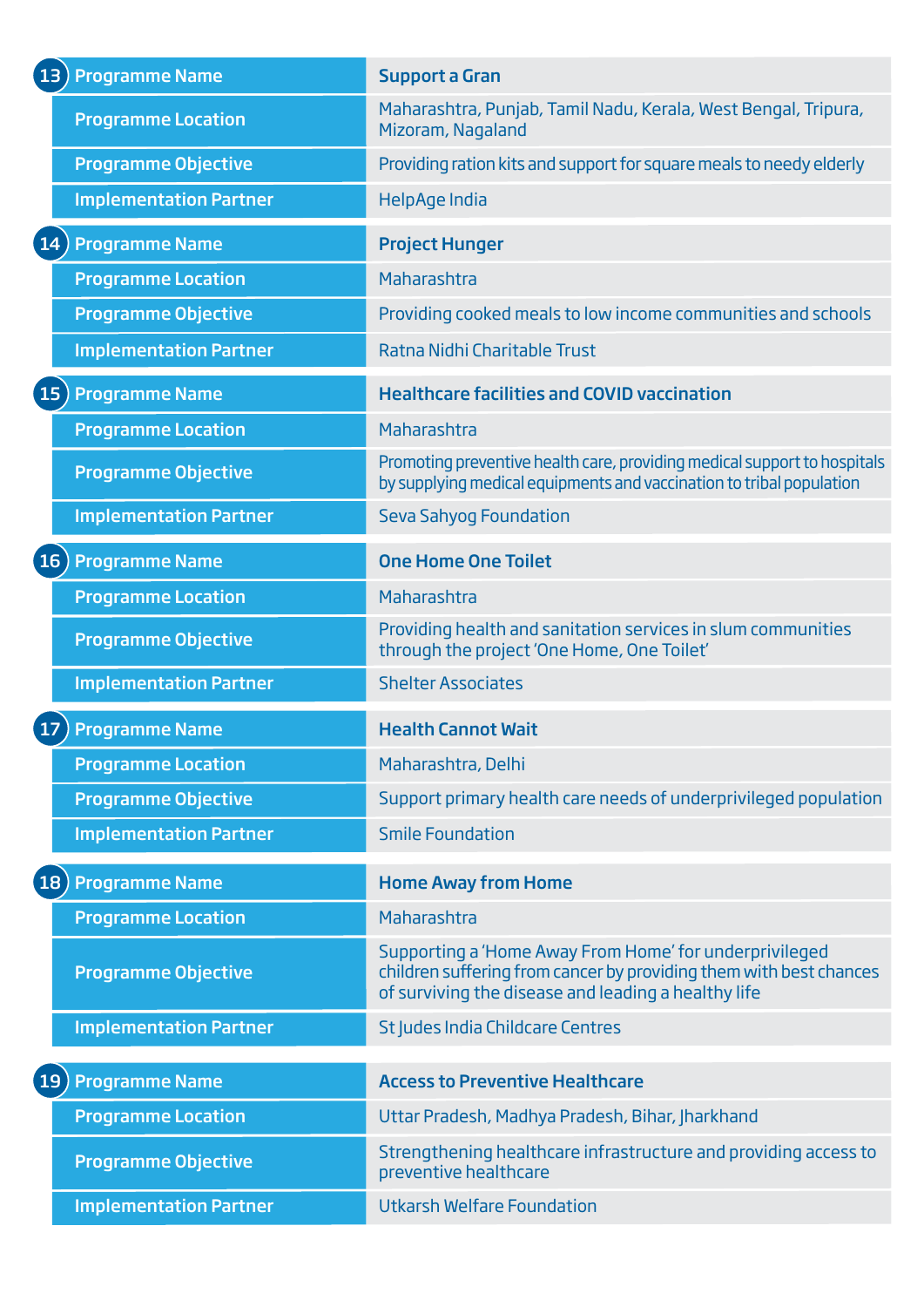| 13 | Programme Name | Support a Gran |
|---|---|---|
| | Programme Location | Maharashtra, Punjab, Tamil Nadu, Kerala, West Bengal, Tripura, Mizoram, Nagaland |
| | Programme Objective | Providing ration kits and support for square meals to needy elderly |
| | Implementation Partner | HelpAge India |

| 14 | Programme Name | Project Hunger |
|---|---|---|
| | Programme Location | Maharashtra |
| | Programme Objective | Providing cooked meals to low income communities and schools |
| | Implementation Partner | Ratna Nidhi Charitable Trust |

| 15 | Programme Name | Healthcare facilities and COVID vaccination |
|---|---|---|
| | Programme Location | Maharashtra |
| | Programme Objective | Promoting preventive health care, providing medical support to hospitals by supplying medical equipments and vaccination to tribal population |
| | Implementation Partner | Seva Sahyog Foundation |

| 16 | Programme Name | One Home One Toilet |
|---|---|---|
| | Programme Location | Maharashtra |
| | Programme Objective | Providing health and sanitation services in slum communities through the project 'One Home, One Toilet' |
| | Implementation Partner | Shelter Associates |

| 17 | Programme Name | Health Cannot Wait |
|---|---|---|
| | Programme Location | Maharashtra, Delhi |
| | Programme Objective | Support primary health care needs of underprivileged population |
| | Implementation Partner | Smile Foundation |

| 18 | Programme Name | Home Away from Home |
|---|---|---|
| | Programme Location | Maharashtra |
| | Programme Objective | Supporting a 'Home Away From Home' for underprivileged children suffering from cancer by providing them with best chances of surviving the disease and leading a healthy life |
| | Implementation Partner | St Judes India Childcare Centres |

| 19 | Programme Name | Access to Preventive Healthcare |
|---|---|---|
| | Programme Location | Uttar Pradesh, Madhya Pradesh, Bihar, Jharkhand |
| | Programme Objective | Strengthening healthcare infrastructure and providing access to preventive healthcare |
| | Implementation Partner | Utkarsh Welfare Foundation |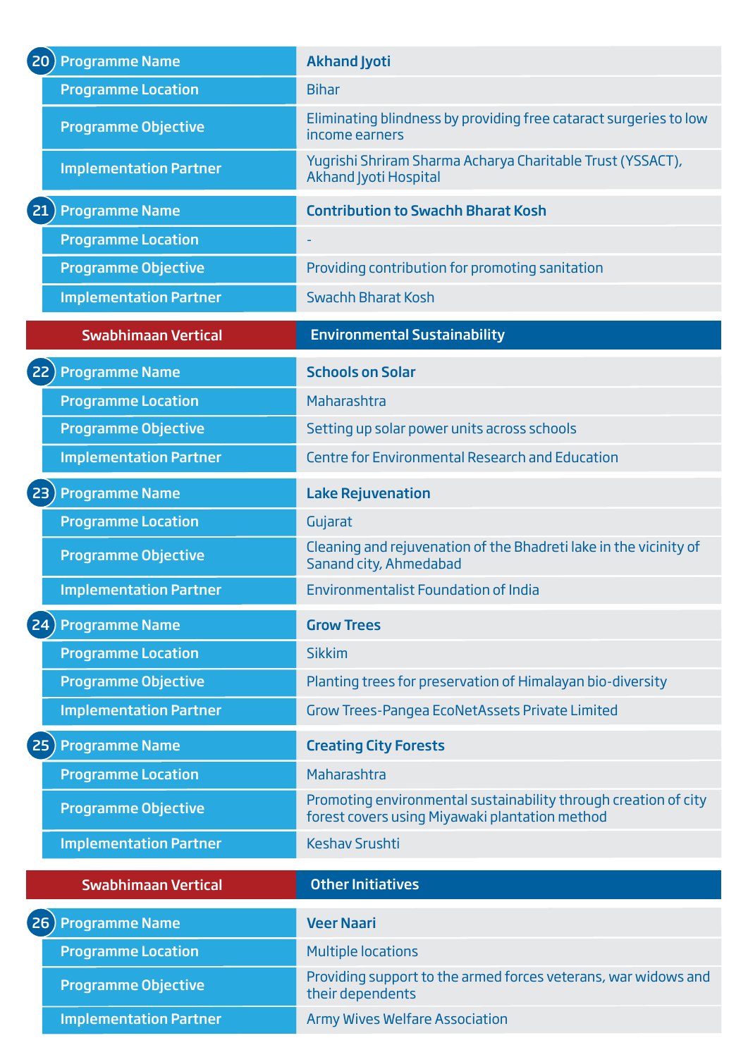| # | Field | Details |
|---|---|---|
| 20 | Programme Name | **Akhand Jyoti** |
| | Programme Location | Bihar |
| | Programme Objective | Eliminating blindness by providing free cataract surgeries to low income earners |
| | Implementation Partner | Yugrishi Shriram Sharma Acharya Charitable Trust (YSSACT), Akhand Jyoti Hospital |
| 21 | Programme Name | **Contribution to Swachh Bharat Kosh** |
| | Programme Location | - |
| | Programme Objective | Providing contribution for promoting sanitation |
| | Implementation Partner | Swachh Bharat Kosh |

| Swabhimaan Vertical | Environmental Sustainability |
|---|---|

| # | Field | Details |
|---|---|---|
| 22 | Programme Name | **Schools on Solar** |
| | Programme Location | Maharashtra |
| | Programme Objective | Setting up solar power units across schools |
| | Implementation Partner | Centre for Environmental Research and Education |
| 23 | Programme Name | **Lake Rejuvenation** |
| | Programme Location | Gujarat |
| | Programme Objective | Cleaning and rejuvenation of the Bhadreti lake in the vicinity of Sanand city, Ahmedabad |
| | Implementation Partner | Environmentalist Foundation of India |
| 24 | Programme Name | **Grow Trees** |
| | Programme Location | Sikkim |
| | Programme Objective | Planting trees for preservation of Himalayan bio-diversity |
| | Implementation Partner | Grow Trees-Pangea EcoNetAssets Private Limited |
| 25 | Programme Name | **Creating City Forests** |
| | Programme Location | Maharashtra |
| | Programme Objective | Promoting environmental sustainability through creation of city forest covers using Miyawaki plantation method |
| | Implementation Partner | Keshav Srushti |

| Swabhimaan Vertical | Other Initiatives |
|---|---|

| # | Field | Details |
|---|---|---|
| 26 | Programme Name | **Veer Naari** |
| | Programme Location | Multiple locations |
| | Programme Objective | Providing support to the armed forces veterans, war widows and their dependents |
| | Implementation Partner | Army Wives Welfare Association |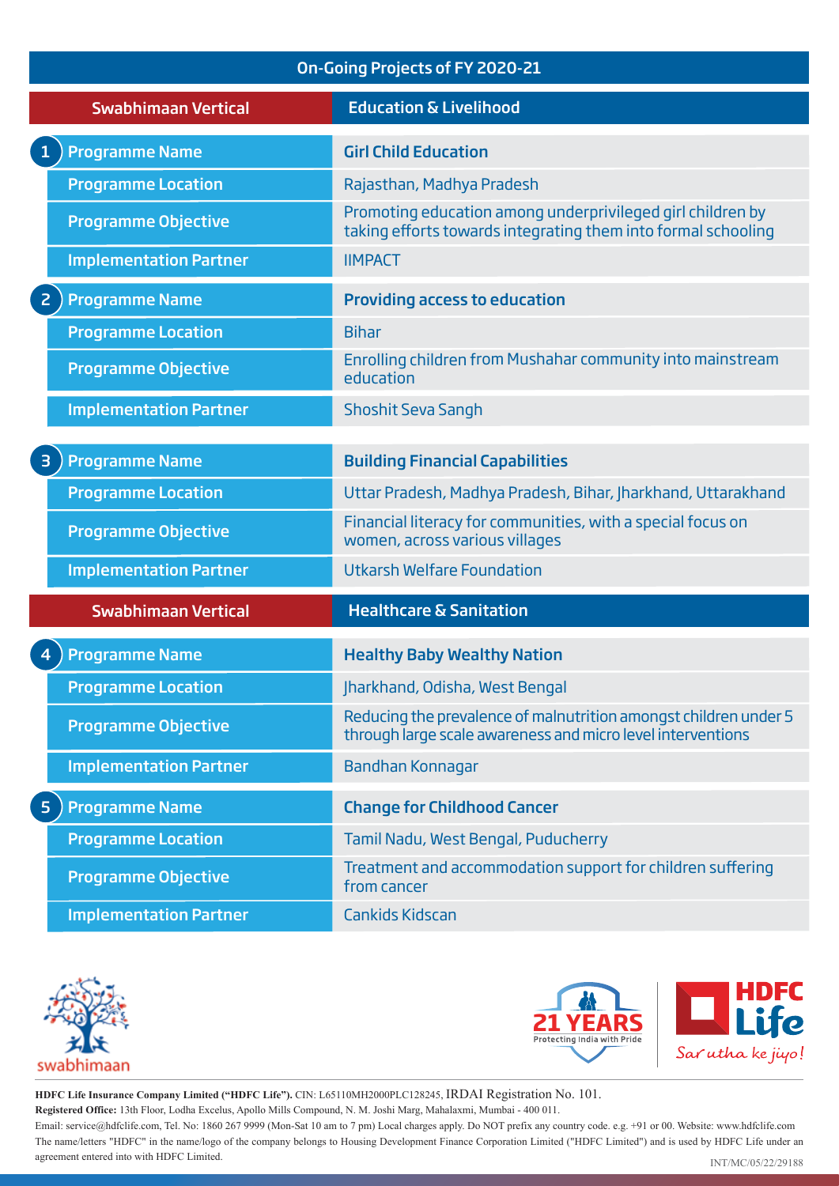# On-Going Projects of FY 2020-21

| Swabhimaan Vertical | Education & Livelihood |
|---|---|
| **1** Programme Name | **Girl Child Education** |
| Programme Location | Rajasthan, Madhya Pradesh |
| Programme Objective | Promoting education among underprivileged girl children by taking efforts towards integrating them into formal schooling |
| Implementation Partner | IIMPACT |
| **2** Programme Name | **Providing access to education** |
| Programme Location | Bihar |
| Programme Objective | Enrolling children from Mushahar community into mainstream education |
| Implementation Partner | Shoshit Seva Sangh |
| **3** Programme Name | **Building Financial Capabilities** |
| Programme Location | Uttar Pradesh, Madhya Pradesh, Bihar, Jharkhand, Uttarakhand |
| Programme Objective | Financial literacy for communities, with a special focus on women, across various villages |
| Implementation Partner | Utkarsh Welfare Foundation |

| Swabhimaan Vertical | Healthcare & Sanitation |
|---|---|
| **4** Programme Name | **Healthy Baby Wealthy Nation** |
| Programme Location | Jharkhand, Odisha, West Bengal |
| Programme Objective | Reducing the prevalence of malnutrition amongst children under 5 through large scale awareness and micro level interventions |
| Implementation Partner | Bandhan Konnagar |
| **5** Programme Name | **Change for Childhood Cancer** |
| Programme Location | Tamil Nadu, West Bengal, Puducherry |
| Programme Objective | Treatment and accommodation support for children suffering from cancer |
| Implementation Partner | Cankids Kidscan |

swabhimaan

21 YEARS Protecting India with Pride

HDFC Life Sar utha ke jiyo!

**HDFC Life Insurance Company Limited ("HDFC Life").** CIN: L65110MH2000PLC128245, IRDAI Registration No. 101.
**Registered Office:** 13th Floor, Lodha Excelus, Apollo Mills Compound, N. M. Joshi Marg, Mahalaxmi, Mumbai - 400 011.
Email: service@hdfclife.com, Tel. No: 1860 267 9999 (Mon-Sat 10 am to 7 pm) Local charges apply. Do NOT prefix any country code. e.g. +91 or 00. Website: www.hdfclife.com
The name/letters "HDFC" in the name/logo of the company belongs to Housing Development Finance Corporation Limited ("HDFC Limited") and is used by HDFC Life under an agreement entered into with HDFC Limited.

INT/MC/05/22/29188